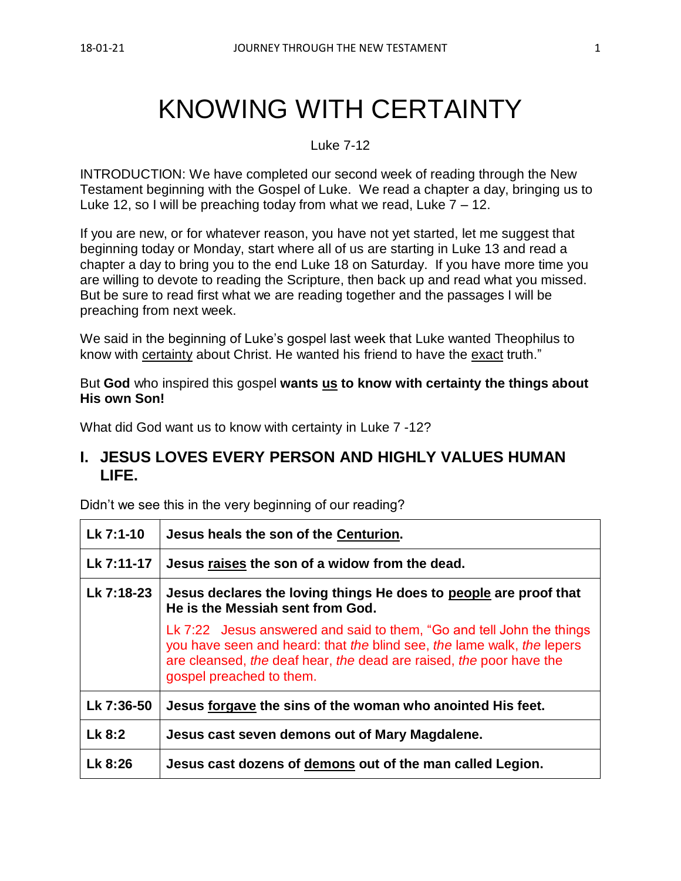# KNOWING WITH CERTAINTY

Luke 7-12

INTRODUCTION: We have completed our second week of reading through the New Testament beginning with the Gospel of Luke. We read a chapter a day, bringing us to Luke 12, so I will be preaching today from what we read, Luke 7 – 12.

If you are new, or for whatever reason, you have not yet started, let me suggest that beginning today or Monday, start where all of us are starting in Luke 13 and read a chapter a day to bring you to the end Luke 18 on Saturday. If you have more time you are willing to devote to reading the Scripture, then back up and read what you missed. But be sure to read first what we are reading together and the passages I will be preaching from next week.

We said in the beginning of Luke's gospel last week that Luke wanted Theophilus to know with <u>certainty</u> about Christ. He wanted his friend to have the <u>exact</u> truth."

But **God** who inspired this gospel **wants <u>us</u> to know with certainty the things about His own Son!**

What did God want us to know with certainty in Luke 7 -12?

## I. JESUS LOVES EVERY PERSON AND HIGHLY VALUES HUMAN LIFE.

Didn't we see this in the very beginning of our reading?

| Lk 7:1-10 | Jesus heals the son of the <u>Centurion</u>. |
|---|---|
| **Lk 7:11-17** | **Jesus <u>raises</u> the son of a widow from the dead.** |
| **Lk 7:18-23** | **Jesus declares the loving things He does to <u>people</u> are proof that He is the Messiah sent from God.**<br><br>Lk 7:22 Jesus answered and said to them, "Go and tell John the things you have seen and heard: that *the* blind see, *the* lame walk, *the* lepers are cleansed, *the* deaf hear, *the* dead are raised, *the* poor have the gospel preached to them. |
| **Lk 7:36-50** | **Jesus <u>forgave</u> the sins of the woman who anointed His feet.** |
| **Lk 8:2** | **Jesus cast seven demons out of Mary Magdalene.** |
| **Lk 8:26** | **Jesus cast dozens of <u>demons</u> out of the man called Legion.** |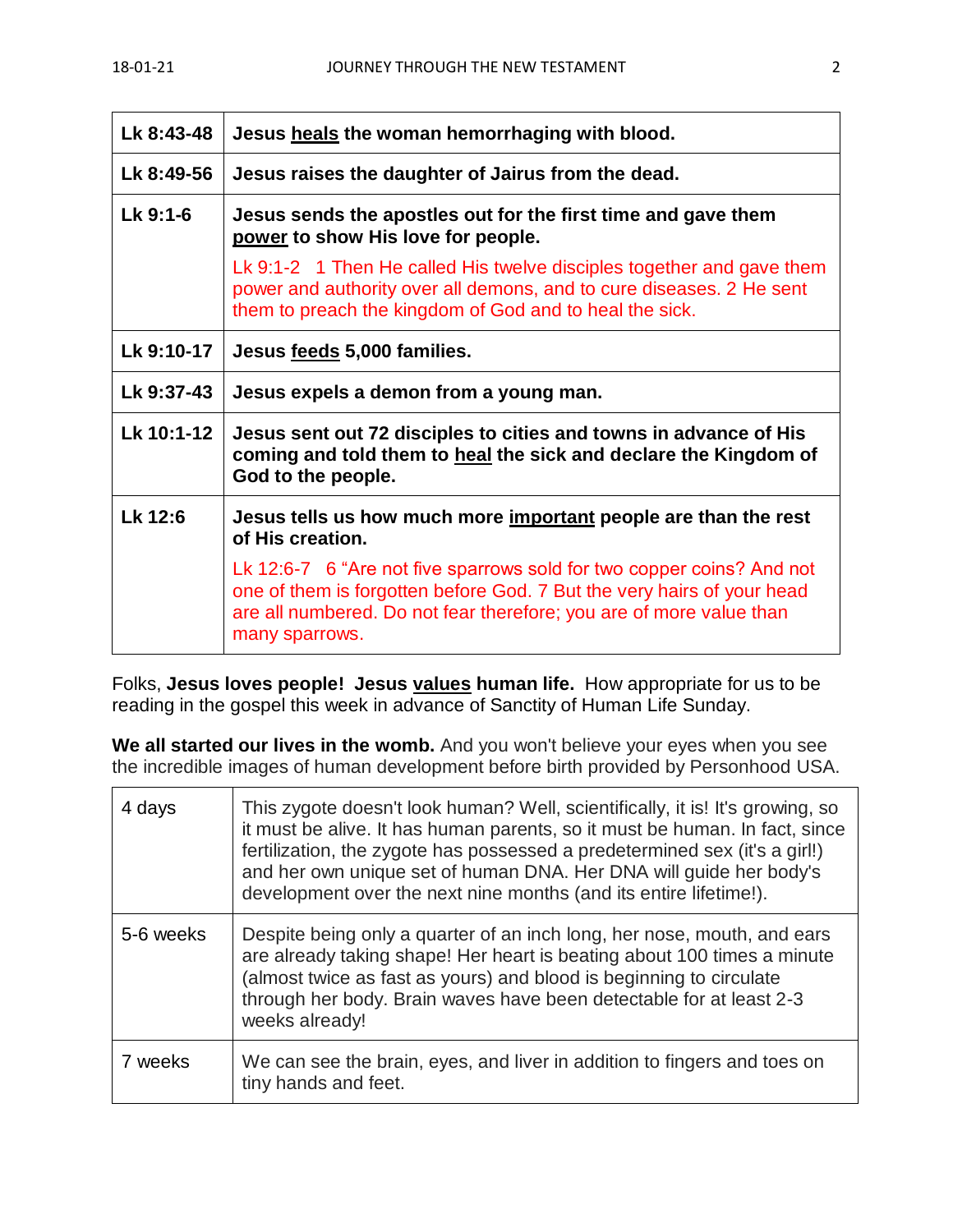| Lk 8:43-48 | **Jesus <u>heals</u> the woman hemorrhaging with blood.** |
|---|---|
| Lk 8:49-56 | **Jesus raises the daughter of Jairus from the dead.** |
| Lk 9:1-6 | **Jesus sends the apostles out for the first time and gave them <u>power</u> to show His love for people.**<br>Lk 9:1-2 1 Then He called His twelve disciples together and gave them power and authority over all demons, and to cure diseases. 2 He sent them to preach the kingdom of God and to heal the sick. |
| Lk 9:10-17 | **Jesus <u>feeds</u> 5,000 families.** |
| Lk 9:37-43 | **Jesus expels a demon from a young man.** |
| Lk 10:1-12 | **Jesus sent out 72 disciples to cities and towns in advance of His coming and told them to <u>heal</u> the sick and declare the Kingdom of God to the people.** |
| Lk 12:6 | **Jesus tells us how much more <u>important</u> people are than the rest of His creation.**<br>Lk 12:6-7 6 "Are not five sparrows sold for two copper coins? And not one of them is forgotten before God. 7 But the very hairs of your head are all numbered. Do not fear therefore; you are of more value than many sparrows. |

Folks, **Jesus loves people! Jesus <u>values</u> human life.** How appropriate for us to be reading in the gospel this week in advance of Sanctity of Human Life Sunday.

**We all started our lives in the womb.** And you won't believe your eyes when you see the incredible images of human development before birth provided by Personhood USA.

| 4 days | This zygote doesn't look human? Well, scientifically, it is! It's growing, so it must be alive. It has human parents, so it must be human. In fact, since fertilization, the zygote has possessed a predetermined sex (it's a girl!) and her own unique set of human DNA. Her DNA will guide her body's development over the next nine months (and its entire lifetime!). |
|---|---|
| 5-6 weeks | Despite being only a quarter of an inch long, her nose, mouth, and ears are already taking shape! Her heart is beating about 100 times a minute (almost twice as fast as yours) and blood is beginning to circulate through her body. Brain waves have been detectable for at least 2-3 weeks already! |
| 7 weeks | We can see the brain, eyes, and liver in addition to fingers and toes on tiny hands and feet. |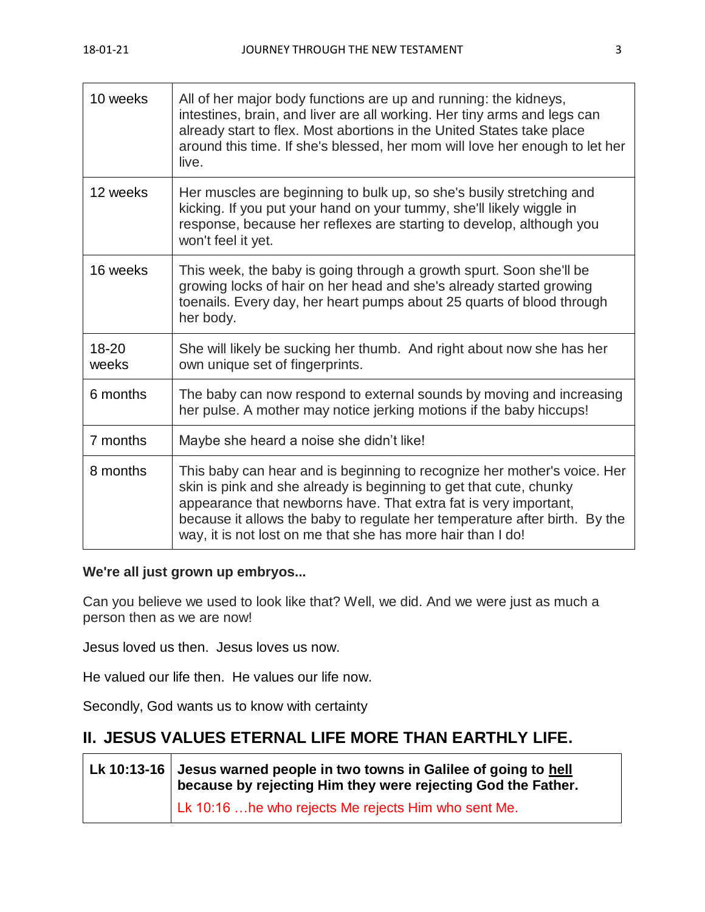| 10 weeks | All of her major body functions are up and running: the kidneys, intestines, brain, and liver are all working. Her tiny arms and legs can already start to flex. Most abortions in the United States take place around this time. If she's blessed, her mom will love her enough to let her live. |
|---|---|
| 12 weeks | Her muscles are beginning to bulk up, so she's busily stretching and kicking. If you put your hand on your tummy, she'll likely wiggle in response, because her reflexes are starting to develop, although you won't feel it yet. |
| 16 weeks | This week, the baby is going through a growth spurt. Soon she'll be growing locks of hair on her head and she's already started growing toenails. Every day, her heart pumps about 25 quarts of blood through her body. |
| 18-20 weeks | She will likely be sucking her thumb. And right about now she has her own unique set of fingerprints. |
| 6 months | The baby can now respond to external sounds by moving and increasing her pulse. A mother may notice jerking motions if the baby hiccups! |
| 7 months | Maybe she heard a noise she didn't like! |
| 8 months | This baby can hear and is beginning to recognize her mother's voice. Her skin is pink and she already is beginning to get that cute, chunky appearance that newborns have. That extra fat is very important, because it allows the baby to regulate her temperature after birth. By the way, it is not lost on me that she has more hair than I do! |

**We're all just grown up embryos...**

Can you believe we used to look like that? Well, we did. And we were just as much a person then as we are now!

Jesus loved us then. Jesus loves us now.

He valued our life then. He values our life now.

Secondly, God wants us to know with certainty

## II. JESUS VALUES ETERNAL LIFE MORE THAN EARTHLY LIFE.

| **Lk 10:13-16** | **Jesus warned people in two towns in Galilee of going to <u>hell</u> because by rejecting Him they were rejecting God the Father.**<br>Lk 10:16 …he who rejects Me rejects Him who sent Me. |
|---|---|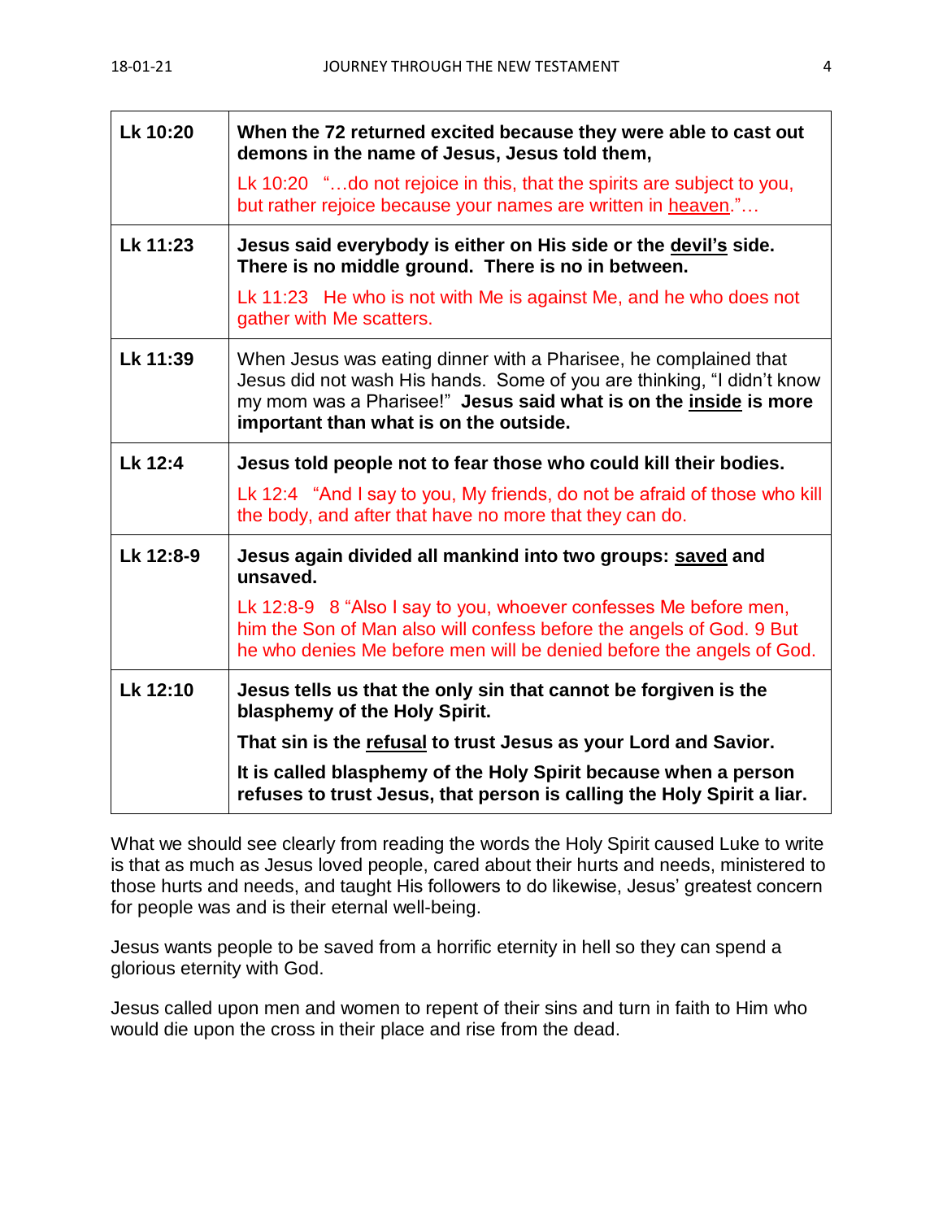| Lk 10:20 | **When the 72 returned excited because they were able to cast out demons in the name of Jesus, Jesus told them,** Lk 10:20 "…do not rejoice in this, that the spirits are subject to you, but rather rejoice because your names are written in <u>heaven</u>."… |
|---|---|
| **Lk 11:23** | **Jesus said everybody is either on His side or the <u>devil's</u> side. There is no middle ground. There is no in between.** Lk 11:23 He who is not with Me is against Me, and he who does not gather with Me scatters. |
| **Lk 11:39** | When Jesus was eating dinner with a Pharisee, he complained that Jesus did not wash His hands. Some of you are thinking, "I didn't know my mom was a Pharisee!" **Jesus said what is on the <u>inside</u> is more important than what is on the outside.** |
| **Lk 12:4** | **Jesus told people not to fear those who could kill their bodies.** Lk 12:4 "And I say to you, My friends, do not be afraid of those who kill the body, and after that have no more that they can do. |
| **Lk 12:8-9** | **Jesus again divided all mankind into two groups: <u>saved</u> and unsaved.** Lk 12:8-9 8 "Also I say to you, whoever confesses Me before men, him the Son of Man also will confess before the angels of God. 9 But he who denies Me before men will be denied before the angels of God. |
| **Lk 12:10** | **Jesus tells us that the only sin that cannot be forgiven is the blasphemy of the Holy Spirit.** **That sin is the <u>refusal</u> to trust Jesus as your Lord and Savior.** **It is called blasphemy of the Holy Spirit because when a person refuses to trust Jesus, that person is calling the Holy Spirit a liar.** |

What we should see clearly from reading the words the Holy Spirit caused Luke to write is that as much as Jesus loved people, cared about their hurts and needs, ministered to those hurts and needs, and taught His followers to do likewise, Jesus' greatest concern for people was and is their eternal well-being.

Jesus wants people to be saved from a horrific eternity in hell so they can spend a glorious eternity with God.

Jesus called upon men and women to repent of their sins and turn in faith to Him who would die upon the cross in their place and rise from the dead.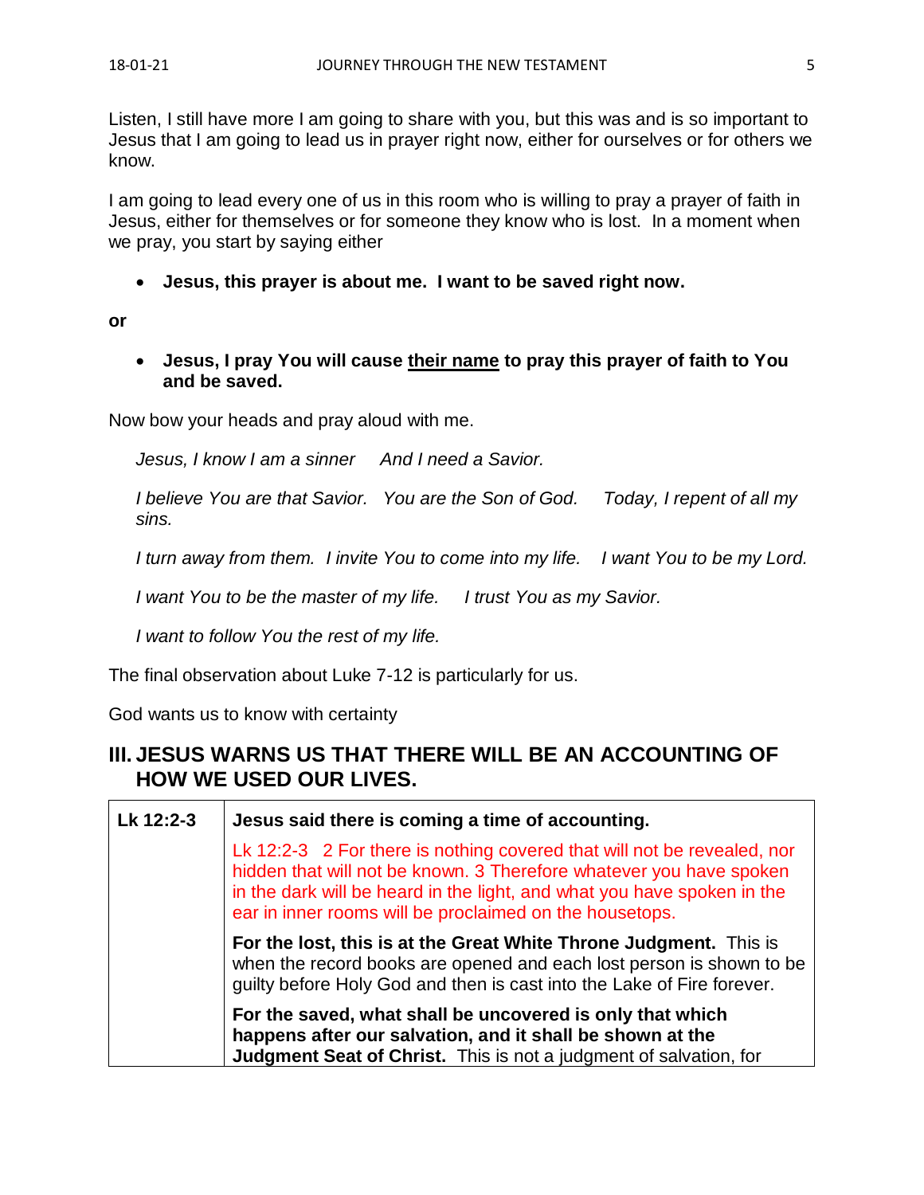Listen, I still have more I am going to share with you, but this was and is so important to Jesus that I am going to lead us in prayer right now, either for ourselves or for others we know.

I am going to lead every one of us in this room who is willing to pray a prayer of faith in Jesus, either for themselves or for someone they know who is lost. In a moment when we pray, you start by saying either

- **Jesus, this prayer is about me. I want to be saved right now.**

**or**

- **Jesus, I pray You will cause <u>their name</u> to pray this prayer of faith to You and be saved.**

Now bow your heads and pray aloud with me.

*Jesus, I know I am a sinner     And I need a Savior.*

*I believe You are that Savior.   You are the Son of God.     Today, I repent of all my sins.*

*I turn away from them.  I invite You to come into my life.    I want You to be my Lord.*

*I want You to be the master of my life.     I trust You as my Savior.*

*I want to follow You the rest of my life.*

The final observation about Luke 7-12 is particularly for us.

God wants us to know with certainty

## III. JESUS WARNS US THAT THERE WILL BE AN ACCOUNTING OF HOW WE USED OUR LIVES.

| Lk 12:2-3 | **Jesus said there is coming a time of accounting.** |
|---|---|
| | Lk 12:2-3  2 For there is nothing covered that will not be revealed, nor hidden that will not be known. 3 Therefore whatever you have spoken in the dark will be heard in the light, and what you have spoken in the ear in inner rooms will be proclaimed on the housetops. |
| | **For the lost, this is at the Great White Throne Judgment.** This is when the record books are opened and each lost person is shown to be guilty before Holy God and then is cast into the Lake of Fire forever. |
| | **For the saved, what shall be uncovered is only that which happens after our salvation, and it shall be shown at the Judgment Seat of Christ.** This is not a judgment of salvation, for |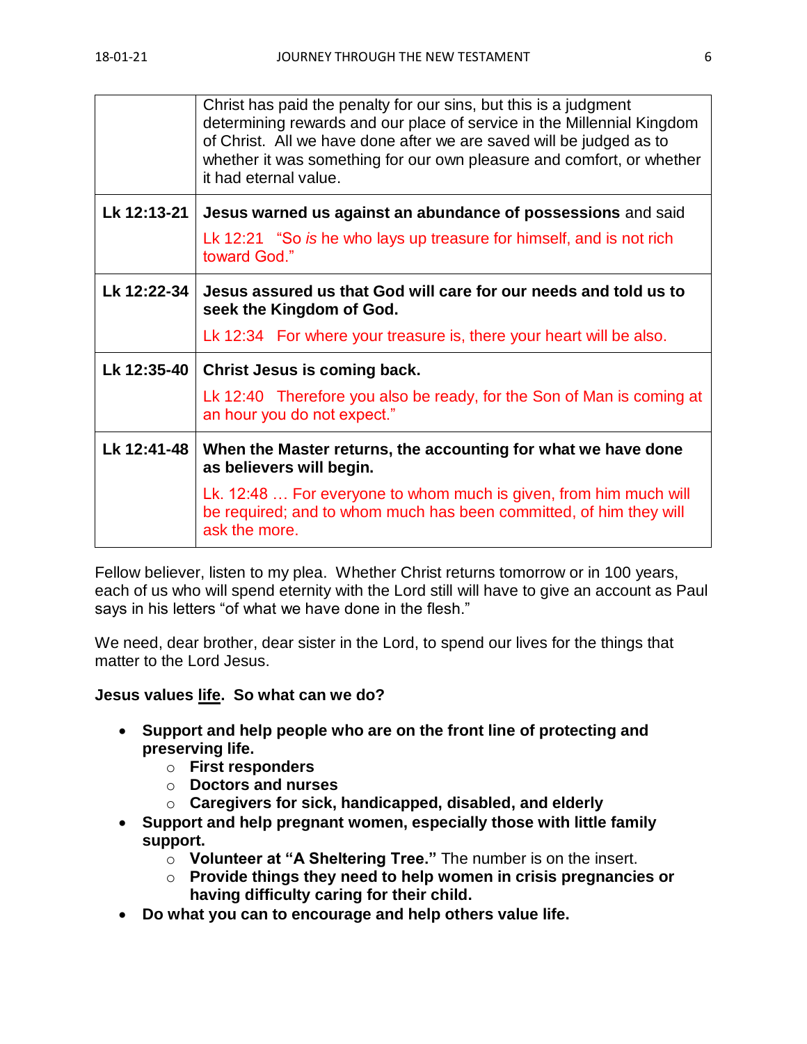| | |
|---|---|
| | Christ has paid the penalty for our sins, but this is a judgment determining rewards and our place of service in the Millennial Kingdom of Christ. All we have done after we are saved will be judged as to whether it was something for our own pleasure and comfort, or whether it had eternal value. |
| **Lk 12:13-21** | **Jesus warned us against an abundance of possessions** and said<br>Lk 12:21 "So *is* he who lays up treasure for himself, and is not rich toward God." |
| **Lk 12:22-34** | **Jesus assured us that God will care for our needs and told us to seek the Kingdom of God.**<br>Lk 12:34 For where your treasure is, there your heart will be also. |
| **Lk 12:35-40** | **Christ Jesus is coming back.**<br>Lk 12:40 Therefore you also be ready, for the Son of Man is coming at an hour you do not expect." |
| **Lk 12:41-48** | **When the Master returns, the accounting for what we have done as believers will begin.**<br>Lk. 12:48 … For everyone to whom much is given, from him much will be required; and to whom much has been committed, of him they will ask the more. |

Fellow believer, listen to my plea. Whether Christ returns tomorrow or in 100 years, each of us who will spend eternity with the Lord still will have to give an account as Paul says in his letters "of what we have done in the flesh."

We need, dear brother, dear sister in the Lord, to spend our lives for the things that matter to the Lord Jesus.

**Jesus values life. So what can we do?**

- **Support and help people who are on the front line of protecting and preserving life.**
  - **First responders**
  - **Doctors and nurses**
  - **Caregivers for sick, handicapped, disabled, and elderly**
- **Support and help pregnant women, especially those with little family support.**
  - **Volunteer at "A Sheltering Tree."** The number is on the insert.
  - **Provide things they need to help women in crisis pregnancies or having difficulty caring for their child.**
- **Do what you can to encourage and help others value life.**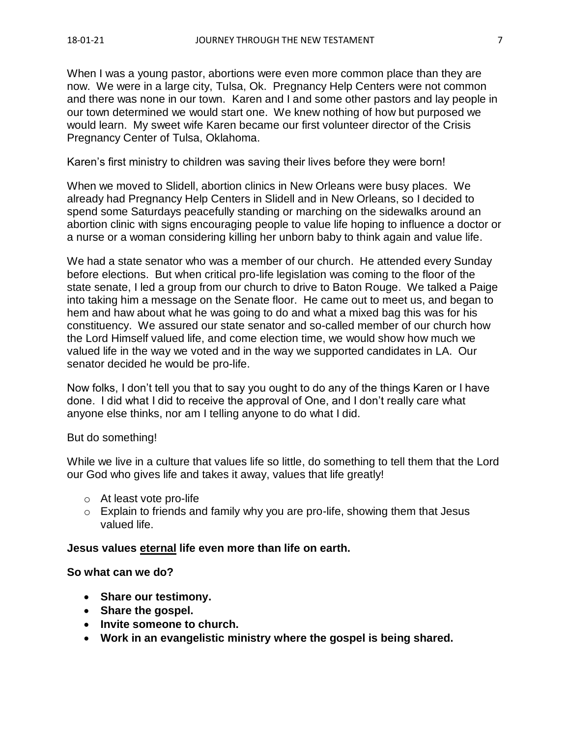When I was a young pastor, abortions were even more common place than they are now. We were in a large city, Tulsa, Ok. Pregnancy Help Centers were not common and there was none in our town. Karen and I and some other pastors and lay people in our town determined we would start one. We knew nothing of how but purposed we would learn. My sweet wife Karen became our first volunteer director of the Crisis Pregnancy Center of Tulsa, Oklahoma.

Karen's first ministry to children was saving their lives before they were born!

When we moved to Slidell, abortion clinics in New Orleans were busy places. We already had Pregnancy Help Centers in Slidell and in New Orleans, so I decided to spend some Saturdays peacefully standing or marching on the sidewalks around an abortion clinic with signs encouraging people to value life hoping to influence a doctor or a nurse or a woman considering killing her unborn baby to think again and value life.

We had a state senator who was a member of our church. He attended every Sunday before elections. But when critical pro-life legislation was coming to the floor of the state senate, I led a group from our church to drive to Baton Rouge. We talked a Paige into taking him a message on the Senate floor. He came out to meet us, and began to hem and haw about what he was going to do and what a mixed bag this was for his constituency. We assured our state senator and so-called member of our church how the Lord Himself valued life, and come election time, we would show how much we valued life in the way we voted and in the way we supported candidates in LA. Our senator decided he would be pro-life.

Now folks, I don't tell you that to say you ought to do any of the things Karen or I have done. I did what I did to receive the approval of One, and I don't really care what anyone else thinks, nor am I telling anyone to do what I did.

But do something!

While we live in a culture that values life so little, do something to tell them that the Lord our God who gives life and takes it away, values that life greatly!

- At least vote pro-life
- Explain to friends and family why you are pro-life, showing them that Jesus valued life.

**Jesus values <u>eternal</u> life even more than life on earth.**

**So what can we do?**

- **Share our testimony.**
- **Share the gospel.**
- **Invite someone to church.**
- **Work in an evangelistic ministry where the gospel is being shared.**